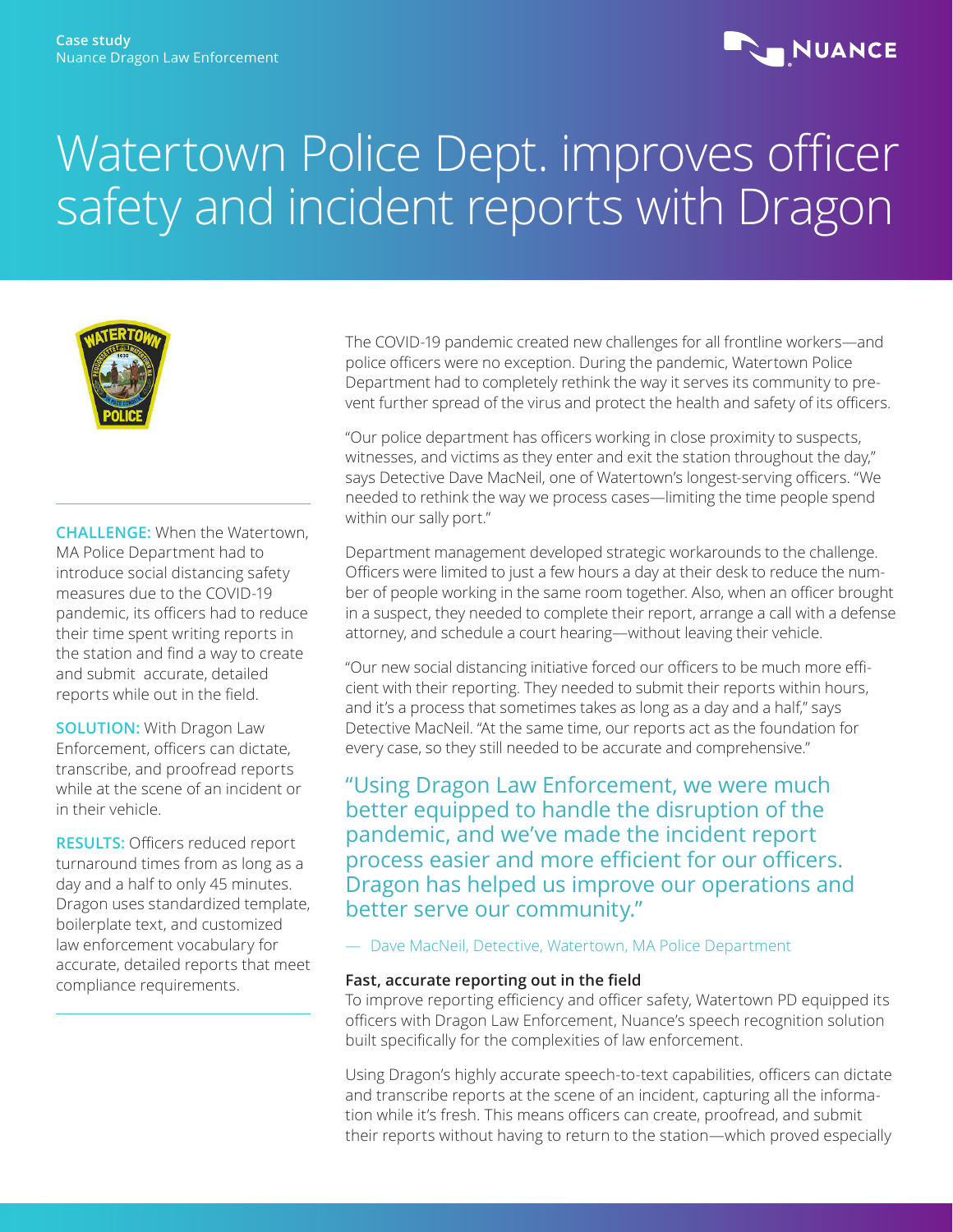Case study
Nuance Dragon Law Enforcement

# Watertown Police Dept. improves officer safety and incident reports with Dragon

**CHALLENGE:** When the Watertown, MA Police Department had to introduce social distancing safety measures due to the COVID-19 pandemic, its officers had to reduce their time spent writing reports in the station and find a way to create and submit accurate, detailed reports while out in the field.

**SOLUTION:** With Dragon Law Enforcement, officers can dictate, transcribe, and proofread reports while at the scene of an incident or in their vehicle.

**RESULTS:** Officers reduced report turnaround times from as long as a day and a half to only 45 minutes. Dragon uses standardized template, boilerplate text, and customized law enforcement vocabulary for accurate, detailed reports that meet compliance requirements.

The COVID-19 pandemic created new challenges for all frontline workers—and police officers were no exception. During the pandemic, Watertown Police Department had to completely rethink the way it serves its community to prevent further spread of the virus and protect the health and safety of its officers.

"Our police department has officers working in close proximity to suspects, witnesses, and victims as they enter and exit the station throughout the day," says Detective Dave MacNeil, one of Watertown's longest-serving officers. "We needed to rethink the way we process cases—limiting the time people spend within our sally port."

Department management developed strategic workarounds to the challenge. Officers were limited to just a few hours a day at their desk to reduce the number of people working in the same room together. Also, when an officer brought in a suspect, they needed to complete their report, arrange a call with a defense attorney, and schedule a court hearing—without leaving their vehicle.

"Our new social distancing initiative forced our officers to be much more efficient with their reporting. They needed to submit their reports within hours, and it's a process that sometimes takes as long as a day and a half," says Detective MacNeil. "At the same time, our reports act as the foundation for every case, so they still needed to be accurate and comprehensive."

> "Using Dragon Law Enforcement, we were much better equipped to handle the disruption of the pandemic, and we've made the incident report process easier and more efficient for our officers. Dragon has helped us improve our operations and better serve our community."
>
> — Dave MacNeil, Detective, Watertown, MA Police Department

### Fast, accurate reporting out in the field

To improve reporting efficiency and officer safety, Watertown PD equipped its officers with Dragon Law Enforcement, Nuance's speech recognition solution built specifically for the complexities of law enforcement.

Using Dragon's highly accurate speech-to-text capabilities, officers can dictate and transcribe reports at the scene of an incident, capturing all the information while it's fresh. This means officers can create, proofread, and submit their reports without having to return to the station—which proved especially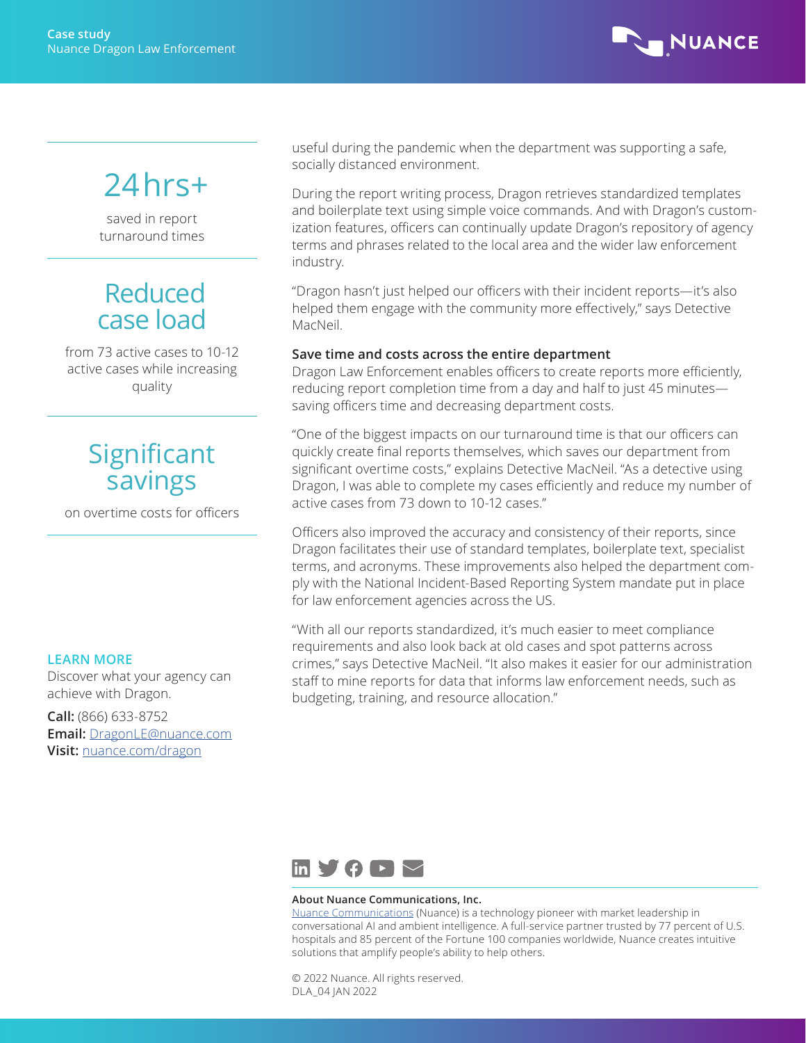## 24hrs+

saved in report turnaround times

## Reduced case load

from 73 active cases to 10-12 active cases while increasing quality

## Significant savings

on overtime costs for officers

useful during the pandemic when the department was supporting a safe, socially distanced environment.

During the report writing process, Dragon retrieves standardized templates and boilerplate text using simple voice commands. And with Dragon's customization features, officers can continually update Dragon's repository of agency terms and phrases related to the local area and the wider law enforcement industry.

"Dragon hasn't just helped our officers with their incident reports—it's also helped them engage with the community more effectively," says Detective MacNeil.

**Save time and costs across the entire department**

Dragon Law Enforcement enables officers to create reports more efficiently, reducing report completion time from a day and half to just 45 minutes—saving officers time and decreasing department costs.

"One of the biggest impacts on our turnaround time is that our officers can quickly create final reports themselves, which saves our department from significant overtime costs," explains Detective MacNeil. "As a detective using Dragon, I was able to complete my cases efficiently and reduce my number of active cases from 73 down to 10-12 cases."

Officers also improved the accuracy and consistency of their reports, since Dragon facilitates their use of standard templates, boilerplate text, specialist terms, and acronyms. These improvements also helped the department comply with the National Incident-Based Reporting System mandate put in place for law enforcement agencies across the US.

"With all our reports standardized, it's much easier to meet compliance requirements and also look back at old cases and spot patterns across crimes," says Detective MacNeil. "It also makes it easier for our administration staff to mine reports for data that informs law enforcement needs, such as budgeting, training, and resource allocation."

**LEARN MORE**

Discover what your agency can achieve with Dragon.

**Call:** (866) 633-8752
**Email:** DragonLE@nuance.com
**Visit:** nuance.com/dragon

**About Nuance Communications, Inc.**

Nuance Communications (Nuance) is a technology pioneer with market leadership in conversational AI and ambient intelligence. A full-service partner trusted by 77 percent of U.S. hospitals and 85 percent of the Fortune 100 companies worldwide, Nuance creates intuitive solutions that amplify people's ability to help others.

© 2022 Nuance. All rights reserved.
DLA_04 JAN 2022